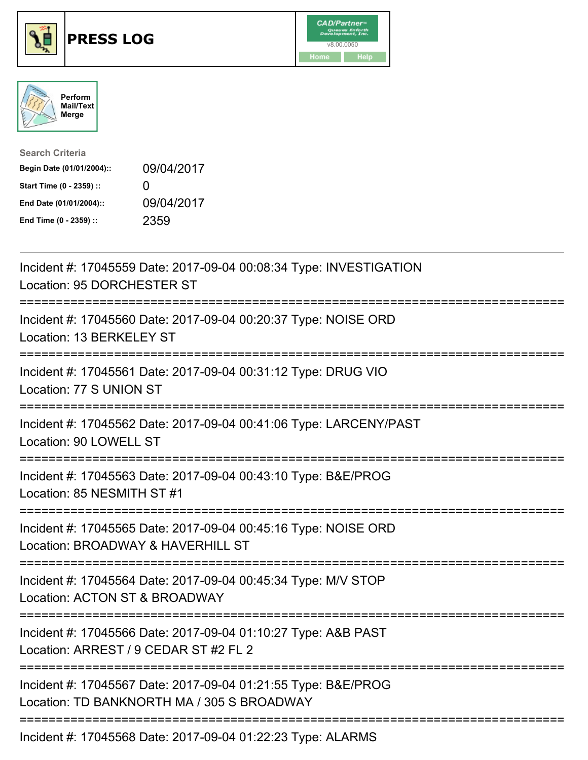# PRESS LOG

Perform Mail/Text Merge

**Search Criteria**

| | |
|---|---|
| **Begin Date (01/01/2004)::** | 09/04/2017 |
| **Start Time (0 - 2359) ::** | 0 |
| **End Date (01/01/2004)::** | 09/04/2017 |
| **End Time (0 - 2359) ::** | 2359 |

Incident #: 17045559 Date: 2017-09-04 00:08:34 Type: INVESTIGATION
Location: 95 DORCHESTER ST

===========================================================================

Incident #: 17045560 Date: 2017-09-04 00:20:37 Type: NOISE ORD
Location: 13 BERKELEY ST

===========================================================================

Incident #: 17045561 Date: 2017-09-04 00:31:12 Type: DRUG VIO
Location: 77 S UNION ST

===========================================================================

Incident #: 17045562 Date: 2017-09-04 00:41:06 Type: LARCENY/PAST
Location: 90 LOWELL ST

===========================================================================

Incident #: 17045563 Date: 2017-09-04 00:43:10 Type: B&E/PROG
Location: 85 NESMITH ST #1

===========================================================================

Incident #: 17045565 Date: 2017-09-04 00:45:16 Type: NOISE ORD
Location: BROADWAY & HAVERHILL ST

===========================================================================

Incident #: 17045564 Date: 2017-09-04 00:45:34 Type: M/V STOP
Location: ACTON ST & BROADWAY

===========================================================================

Incident #: 17045566 Date: 2017-09-04 01:10:27 Type: A&B PAST
Location: ARREST / 9 CEDAR ST #2 FL 2

===========================================================================

Incident #: 17045567 Date: 2017-09-04 01:21:55 Type: B&E/PROG
Location: TD BANKNORTH MA / 305 S BROADWAY

===========================================================================

Incident #: 17045568 Date: 2017-09-04 01:22:23 Type: ALARMS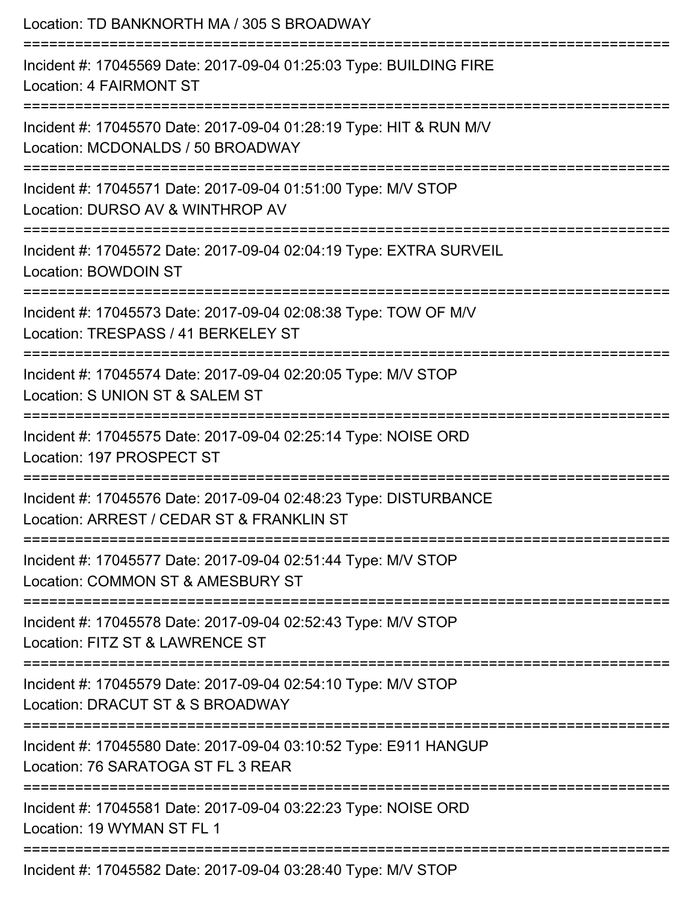Location: TD BANKNORTH MA / 305 S BROADWAY

===========================================================================

Incident #: 17045569 Date: 2017-09-04 01:25:03 Type: BUILDING FIRE
Location: 4 FAIRMONT ST

===========================================================================

Incident #: 17045570 Date: 2017-09-04 01:28:19 Type: HIT & RUN M/V
Location: MCDONALDS / 50 BROADWAY

===========================================================================

Incident #: 17045571 Date: 2017-09-04 01:51:00 Type: M/V STOP
Location: DURSO AV & WINTHROP AV

===========================================================================

Incident #: 17045572 Date: 2017-09-04 02:04:19 Type: EXTRA SURVEIL
Location: BOWDOIN ST

===========================================================================

Incident #: 17045573 Date: 2017-09-04 02:08:38 Type: TOW OF M/V
Location: TRESPASS / 41 BERKELEY ST

===========================================================================

Incident #: 17045574 Date: 2017-09-04 02:20:05 Type: M/V STOP
Location: S UNION ST & SALEM ST

===========================================================================

Incident #: 17045575 Date: 2017-09-04 02:25:14 Type: NOISE ORD
Location: 197 PROSPECT ST

===========================================================================

Incident #: 17045576 Date: 2017-09-04 02:48:23 Type: DISTURBANCE
Location: ARREST / CEDAR ST & FRANKLIN ST

===========================================================================

Incident #: 17045577 Date: 2017-09-04 02:51:44 Type: M/V STOP
Location: COMMON ST & AMESBURY ST

===========================================================================

Incident #: 17045578 Date: 2017-09-04 02:52:43 Type: M/V STOP
Location: FITZ ST & LAWRENCE ST

===========================================================================

Incident #: 17045579 Date: 2017-09-04 02:54:10 Type: M/V STOP
Location: DRACUT ST & S BROADWAY

===========================================================================

Incident #: 17045580 Date: 2017-09-04 03:10:52 Type: E911 HANGUP
Location: 76 SARATOGA ST FL 3 REAR

===========================================================================

Incident #: 17045581 Date: 2017-09-04 03:22:23 Type: NOISE ORD
Location: 19 WYMAN ST FL 1

===========================================================================

Incident #: 17045582 Date: 2017-09-04 03:28:40 Type: M/V STOP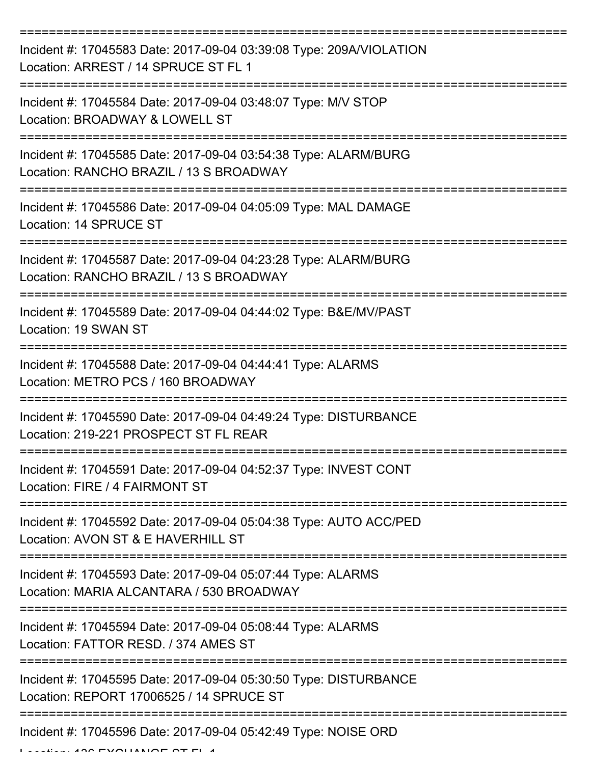===========================================================================

Incident #: 17045583 Date: 2017-09-04 03:39:08 Type: 209A/VIOLATION
Location: ARREST / 14 SPRUCE ST FL 1

===========================================================================

Incident #: 17045584 Date: 2017-09-04 03:48:07 Type: M/V STOP
Location: BROADWAY & LOWELL ST

===========================================================================

Incident #: 17045585 Date: 2017-09-04 03:54:38 Type: ALARM/BURG
Location: RANCHO BRAZIL / 13 S BROADWAY

===========================================================================

Incident #: 17045586 Date: 2017-09-04 04:05:09 Type: MAL DAMAGE
Location: 14 SPRUCE ST

===========================================================================

Incident #: 17045587 Date: 2017-09-04 04:23:28 Type: ALARM/BURG
Location: RANCHO BRAZIL / 13 S BROADWAY

===========================================================================

Incident #: 17045589 Date: 2017-09-04 04:44:02 Type: B&E/MV/PAST
Location: 19 SWAN ST

===========================================================================

Incident #: 17045588 Date: 2017-09-04 04:44:41 Type: ALARMS
Location: METRO PCS / 160 BROADWAY

===========================================================================

Incident #: 17045590 Date: 2017-09-04 04:49:24 Type: DISTURBANCE
Location: 219-221 PROSPECT ST FL REAR

===========================================================================

Incident #: 17045591 Date: 2017-09-04 04:52:37 Type: INVEST CONT
Location: FIRE / 4 FAIRMONT ST

===========================================================================

Incident #: 17045592 Date: 2017-09-04 05:04:38 Type: AUTO ACC/PED
Location: AVON ST & E HAVERHILL ST

===========================================================================

Incident #: 17045593 Date: 2017-09-04 05:07:44 Type: ALARMS
Location: MARIA ALCANTARA / 530 BROADWAY

===========================================================================

Incident #: 17045594 Date: 2017-09-04 05:08:44 Type: ALARMS
Location: FATTOR RESD. / 374 AMES ST

===========================================================================

Incident #: 17045595 Date: 2017-09-04 05:30:50 Type: DISTURBANCE
Location: REPORT 17006525 / 14 SPRUCE ST

===========================================================================

Incident #: 17045596 Date: 2017-09-04 05:42:49 Type: NOISE ORD
Location: 136 EXCHANGE ST FL 1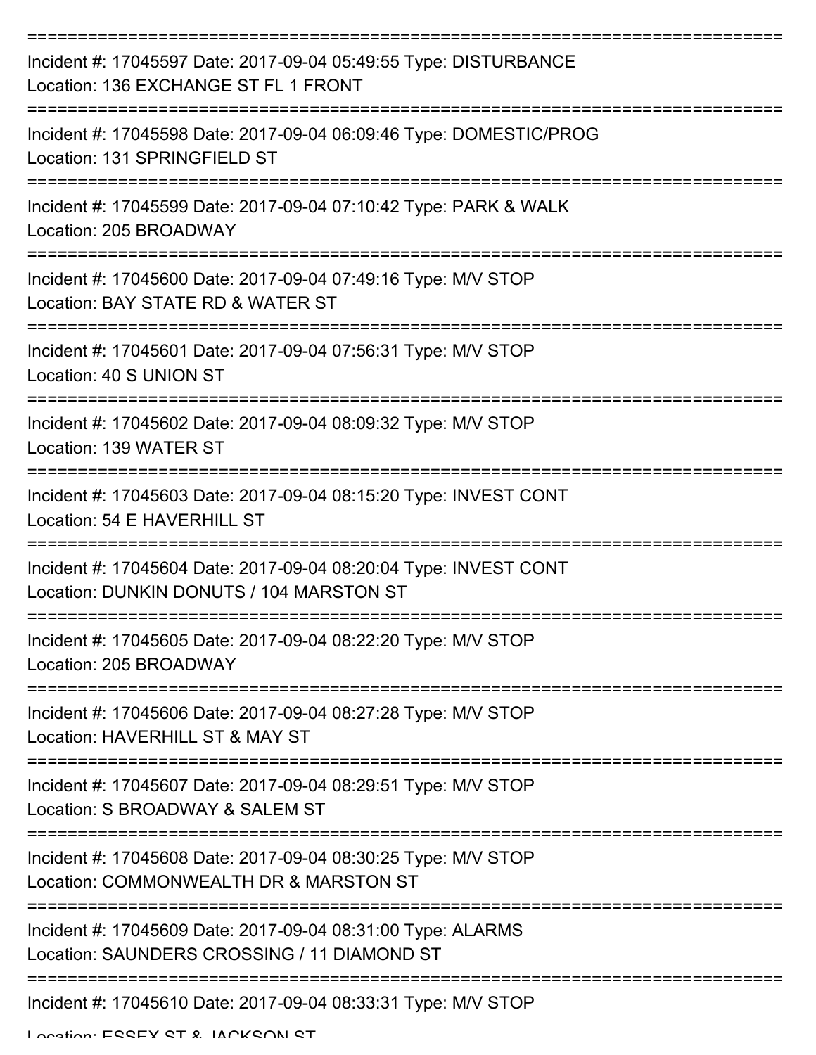===========================================================================

Incident #: 17045597 Date: 2017-09-04 05:49:55 Type: DISTURBANCE
Location: 136 EXCHANGE ST FL 1 FRONT

===========================================================================

Incident #: 17045598 Date: 2017-09-04 06:09:46 Type: DOMESTIC/PROG
Location: 131 SPRINGFIELD ST

===========================================================================

Incident #: 17045599 Date: 2017-09-04 07:10:42 Type: PARK & WALK
Location: 205 BROADWAY

===========================================================================

Incident #: 17045600 Date: 2017-09-04 07:49:16 Type: M/V STOP
Location: BAY STATE RD & WATER ST

===========================================================================

Incident #: 17045601 Date: 2017-09-04 07:56:31 Type: M/V STOP
Location: 40 S UNION ST

===========================================================================

Incident #: 17045602 Date: 2017-09-04 08:09:32 Type: M/V STOP
Location: 139 WATER ST

===========================================================================

Incident #: 17045603 Date: 2017-09-04 08:15:20 Type: INVEST CONT
Location: 54 E HAVERHILL ST

===========================================================================

Incident #: 17045604 Date: 2017-09-04 08:20:04 Type: INVEST CONT
Location: DUNKIN DONUTS / 104 MARSTON ST

===========================================================================

Incident #: 17045605 Date: 2017-09-04 08:22:20 Type: M/V STOP
Location: 205 BROADWAY

===========================================================================

Incident #: 17045606 Date: 2017-09-04 08:27:28 Type: M/V STOP
Location: HAVERHILL ST & MAY ST

===========================================================================

Incident #: 17045607 Date: 2017-09-04 08:29:51 Type: M/V STOP
Location: S BROADWAY & SALEM ST

===========================================================================

Incident #: 17045608 Date: 2017-09-04 08:30:25 Type: M/V STOP
Location: COMMONWEALTH DR & MARSTON ST

===========================================================================

Incident #: 17045609 Date: 2017-09-04 08:31:00 Type: ALARMS
Location: SAUNDERS CROSSING / 11 DIAMOND ST

===========================================================================

Incident #: 17045610 Date: 2017-09-04 08:33:31 Type: M/V STOP
Location: ESSEX ST & JACKSON ST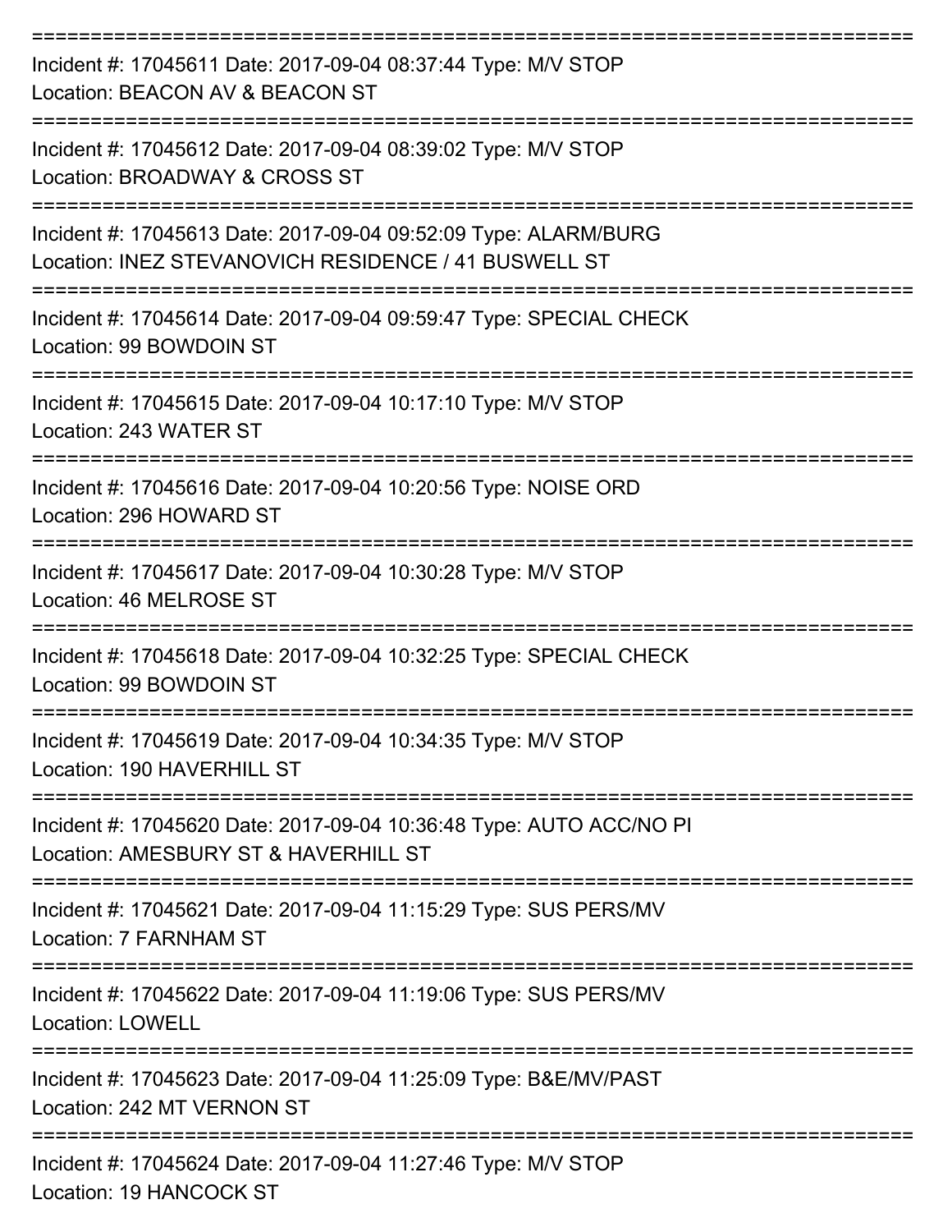===========================================================================

Incident #: 17045611 Date: 2017-09-04 08:37:44 Type: M/V STOP
Location: BEACON AV & BEACON ST

===========================================================================

Incident #: 17045612 Date: 2017-09-04 08:39:02 Type: M/V STOP
Location: BROADWAY & CROSS ST

===========================================================================

Incident #: 17045613 Date: 2017-09-04 09:52:09 Type: ALARM/BURG
Location: INEZ STEVANOVICH RESIDENCE / 41 BUSWELL ST

===========================================================================

Incident #: 17045614 Date: 2017-09-04 09:59:47 Type: SPECIAL CHECK
Location: 99 BOWDOIN ST

===========================================================================

Incident #: 17045615 Date: 2017-09-04 10:17:10 Type: M/V STOP
Location: 243 WATER ST

===========================================================================

Incident #: 17045616 Date: 2017-09-04 10:20:56 Type: NOISE ORD
Location: 296 HOWARD ST

===========================================================================

Incident #: 17045617 Date: 2017-09-04 10:30:28 Type: M/V STOP
Location: 46 MELROSE ST

===========================================================================

Incident #: 17045618 Date: 2017-09-04 10:32:25 Type: SPECIAL CHECK
Location: 99 BOWDOIN ST

===========================================================================

Incident #: 17045619 Date: 2017-09-04 10:34:35 Type: M/V STOP
Location: 190 HAVERHILL ST

===========================================================================

Incident #: 17045620 Date: 2017-09-04 10:36:48 Type: AUTO ACC/NO PI
Location: AMESBURY ST & HAVERHILL ST

===========================================================================

Incident #: 17045621 Date: 2017-09-04 11:15:29 Type: SUS PERS/MV
Location: 7 FARNHAM ST

===========================================================================

Incident #: 17045622 Date: 2017-09-04 11:19:06 Type: SUS PERS/MV
Location: LOWELL

===========================================================================

Incident #: 17045623 Date: 2017-09-04 11:25:09 Type: B&E/MV/PAST
Location: 242 MT VERNON ST

===========================================================================

Incident #: 17045624 Date: 2017-09-04 11:27:46 Type: M/V STOP
Location: 19 HANCOCK ST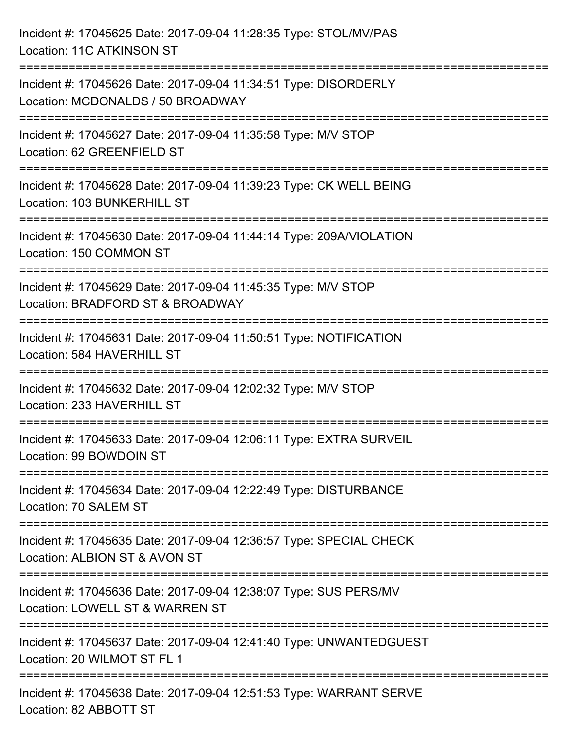Incident #: 17045625 Date: 2017-09-04 11:28:35 Type: STOL/MV/PAS
Location: 11C ATKINSON ST

===========================================================================

Incident #: 17045626 Date: 2017-09-04 11:34:51 Type: DISORDERLY
Location: MCDONALDS / 50 BROADWAY

===========================================================================

Incident #: 17045627 Date: 2017-09-04 11:35:58 Type: M/V STOP
Location: 62 GREENFIELD ST

===========================================================================

Incident #: 17045628 Date: 2017-09-04 11:39:23 Type: CK WELL BEING
Location: 103 BUNKERHILL ST

===========================================================================

Incident #: 17045630 Date: 2017-09-04 11:44:14 Type: 209A/VIOLATION
Location: 150 COMMON ST

===========================================================================

Incident #: 17045629 Date: 2017-09-04 11:45:35 Type: M/V STOP
Location: BRADFORD ST & BROADWAY

===========================================================================

Incident #: 17045631 Date: 2017-09-04 11:50:51 Type: NOTIFICATION
Location: 584 HAVERHILL ST

===========================================================================

Incident #: 17045632 Date: 2017-09-04 12:02:32 Type: M/V STOP
Location: 233 HAVERHILL ST

===========================================================================

Incident #: 17045633 Date: 2017-09-04 12:06:11 Type: EXTRA SURVEIL
Location: 99 BOWDOIN ST

===========================================================================

Incident #: 17045634 Date: 2017-09-04 12:22:49 Type: DISTURBANCE
Location: 70 SALEM ST

===========================================================================

Incident #: 17045635 Date: 2017-09-04 12:36:57 Type: SPECIAL CHECK
Location: ALBION ST & AVON ST

===========================================================================

Incident #: 17045636 Date: 2017-09-04 12:38:07 Type: SUS PERS/MV
Location: LOWELL ST & WARREN ST

===========================================================================

Incident #: 17045637 Date: 2017-09-04 12:41:40 Type: UNWANTEDGUEST
Location: 20 WILMOT ST FL 1

===========================================================================

Incident #: 17045638 Date: 2017-09-04 12:51:53 Type: WARRANT SERVE
Location: 82 ABBOTT ST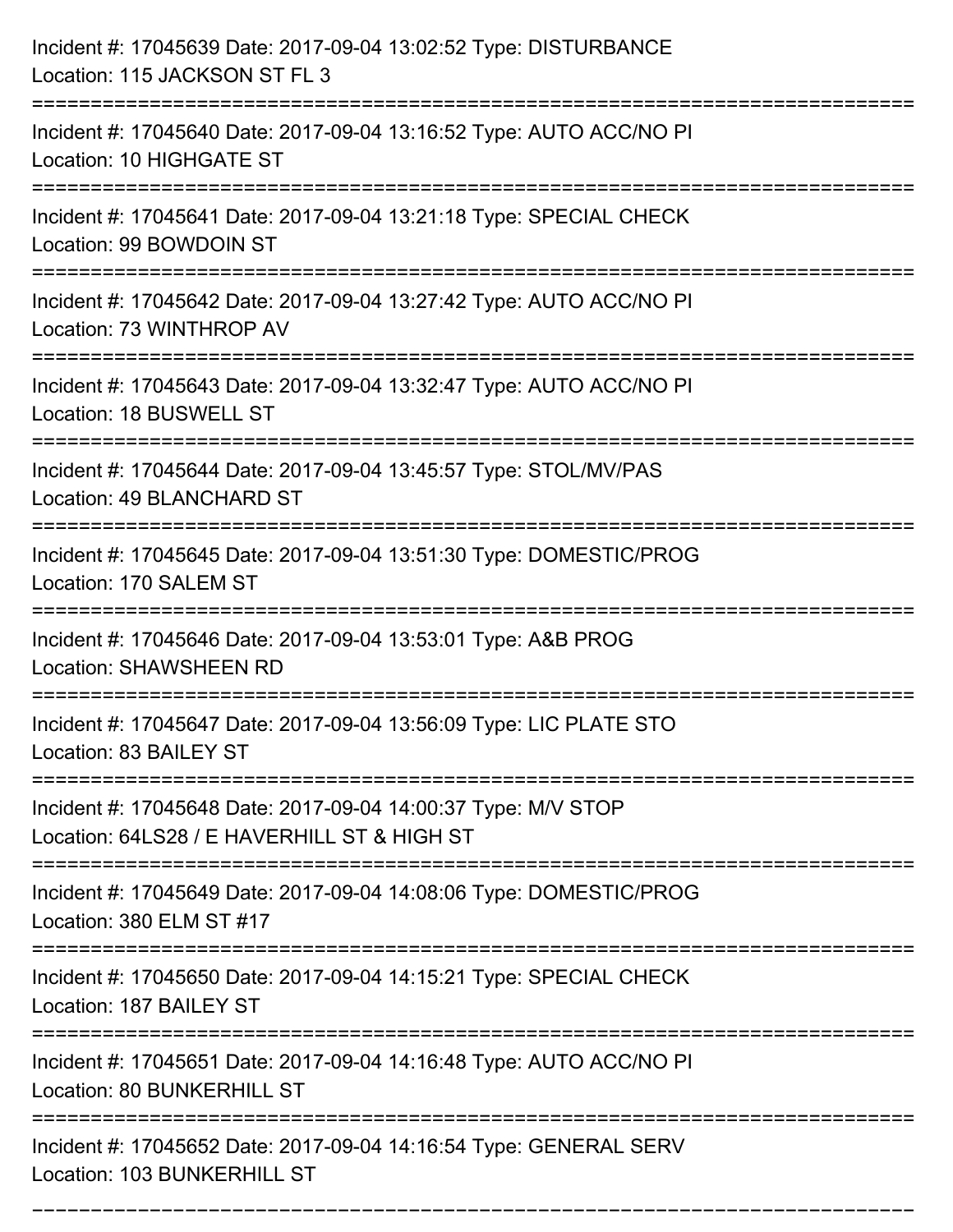Incident #: 17045639 Date: 2017-09-04 13:02:52 Type: DISTURBANCE
Location: 115 JACKSON ST FL 3

===========================================================================

Incident #: 17045640 Date: 2017-09-04 13:16:52 Type: AUTO ACC/NO PI
Location: 10 HIGHGATE ST

===========================================================================

Incident #: 17045641 Date: 2017-09-04 13:21:18 Type: SPECIAL CHECK
Location: 99 BOWDOIN ST

===========================================================================

Incident #: 17045642 Date: 2017-09-04 13:27:42 Type: AUTO ACC/NO PI
Location: 73 WINTHROP AV

===========================================================================

Incident #: 17045643 Date: 2017-09-04 13:32:47 Type: AUTO ACC/NO PI
Location: 18 BUSWELL ST

===========================================================================

Incident #: 17045644 Date: 2017-09-04 13:45:57 Type: STOL/MV/PAS
Location: 49 BLANCHARD ST

===========================================================================

Incident #: 17045645 Date: 2017-09-04 13:51:30 Type: DOMESTIC/PROG
Location: 170 SALEM ST

===========================================================================

Incident #: 17045646 Date: 2017-09-04 13:53:01 Type: A&B PROG
Location: SHAWSHEEN RD

===========================================================================

Incident #: 17045647 Date: 2017-09-04 13:56:09 Type: LIC PLATE STO
Location: 83 BAILEY ST

===========================================================================

Incident #: 17045648 Date: 2017-09-04 14:00:37 Type: M/V STOP
Location: 64LS28 / E HAVERHILL ST & HIGH ST

===========================================================================

Incident #: 17045649 Date: 2017-09-04 14:08:06 Type: DOMESTIC/PROG
Location: 380 ELM ST #17

===========================================================================

Incident #: 17045650 Date: 2017-09-04 14:15:21 Type: SPECIAL CHECK
Location: 187 BAILEY ST

===========================================================================

Incident #: 17045651 Date: 2017-09-04 14:16:48 Type: AUTO ACC/NO PI
Location: 80 BUNKERHILL ST

===========================================================================

Incident #: 17045652 Date: 2017-09-04 14:16:54 Type: GENERAL SERV
Location: 103 BUNKERHILL ST

===========================================================================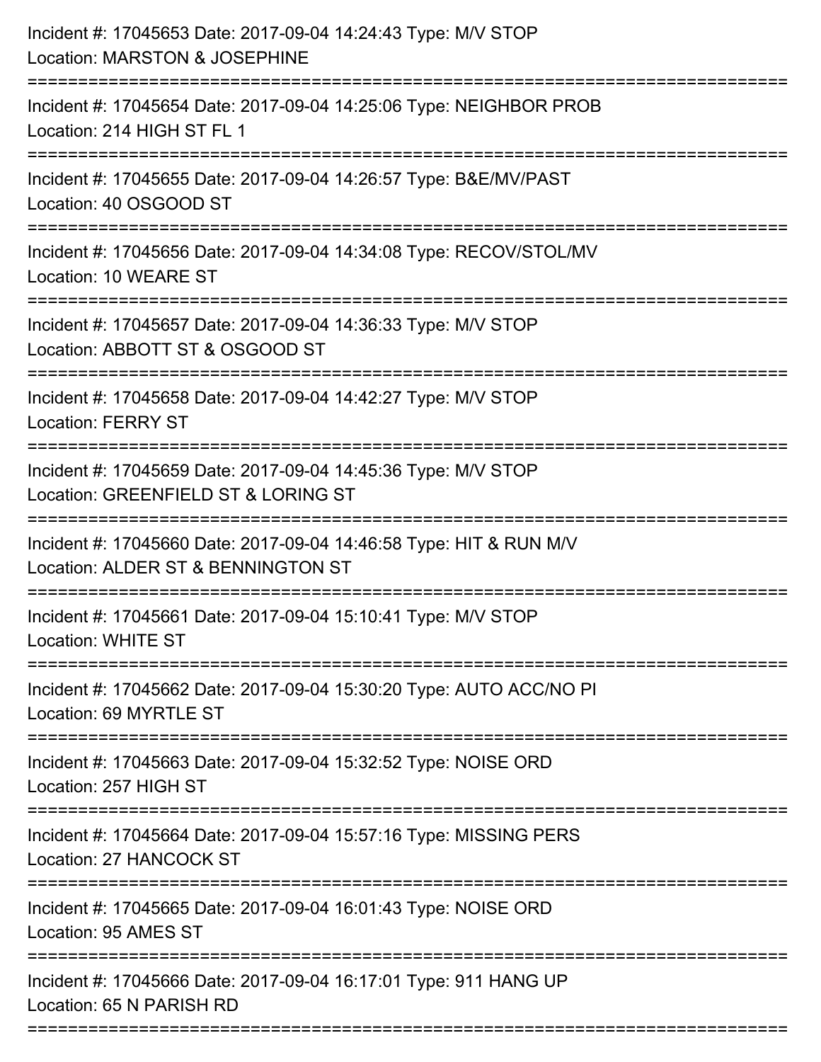Incident #: 17045653 Date: 2017-09-04 14:24:43 Type: M/V STOP
Location: MARSTON & JOSEPHINE

===========================================================================

Incident #: 17045654 Date: 2017-09-04 14:25:06 Type: NEIGHBOR PROB
Location: 214 HIGH ST FL 1

===========================================================================

Incident #: 17045655 Date: 2017-09-04 14:26:57 Type: B&E/MV/PAST
Location: 40 OSGOOD ST

===========================================================================

Incident #: 17045656 Date: 2017-09-04 14:34:08 Type: RECOV/STOL/MV
Location: 10 WEARE ST

===========================================================================

Incident #: 17045657 Date: 2017-09-04 14:36:33 Type: M/V STOP
Location: ABBOTT ST & OSGOOD ST

===========================================================================

Incident #: 17045658 Date: 2017-09-04 14:42:27 Type: M/V STOP
Location: FERRY ST

===========================================================================

Incident #: 17045659 Date: 2017-09-04 14:45:36 Type: M/V STOP
Location: GREENFIELD ST & LORING ST

===========================================================================

Incident #: 17045660 Date: 2017-09-04 14:46:58 Type: HIT & RUN M/V
Location: ALDER ST & BENNINGTON ST

===========================================================================

Incident #: 17045661 Date: 2017-09-04 15:10:41 Type: M/V STOP
Location: WHITE ST

===========================================================================

Incident #: 17045662 Date: 2017-09-04 15:30:20 Type: AUTO ACC/NO PI
Location: 69 MYRTLE ST

===========================================================================

Incident #: 17045663 Date: 2017-09-04 15:32:52 Type: NOISE ORD
Location: 257 HIGH ST

===========================================================================

Incident #: 17045664 Date: 2017-09-04 15:57:16 Type: MISSING PERS
Location: 27 HANCOCK ST

===========================================================================

Incident #: 17045665 Date: 2017-09-04 16:01:43 Type: NOISE ORD
Location: 95 AMES ST

===========================================================================

Incident #: 17045666 Date: 2017-09-04 16:17:01 Type: 911 HANG UP
Location: 65 N PARISH RD

===========================================================================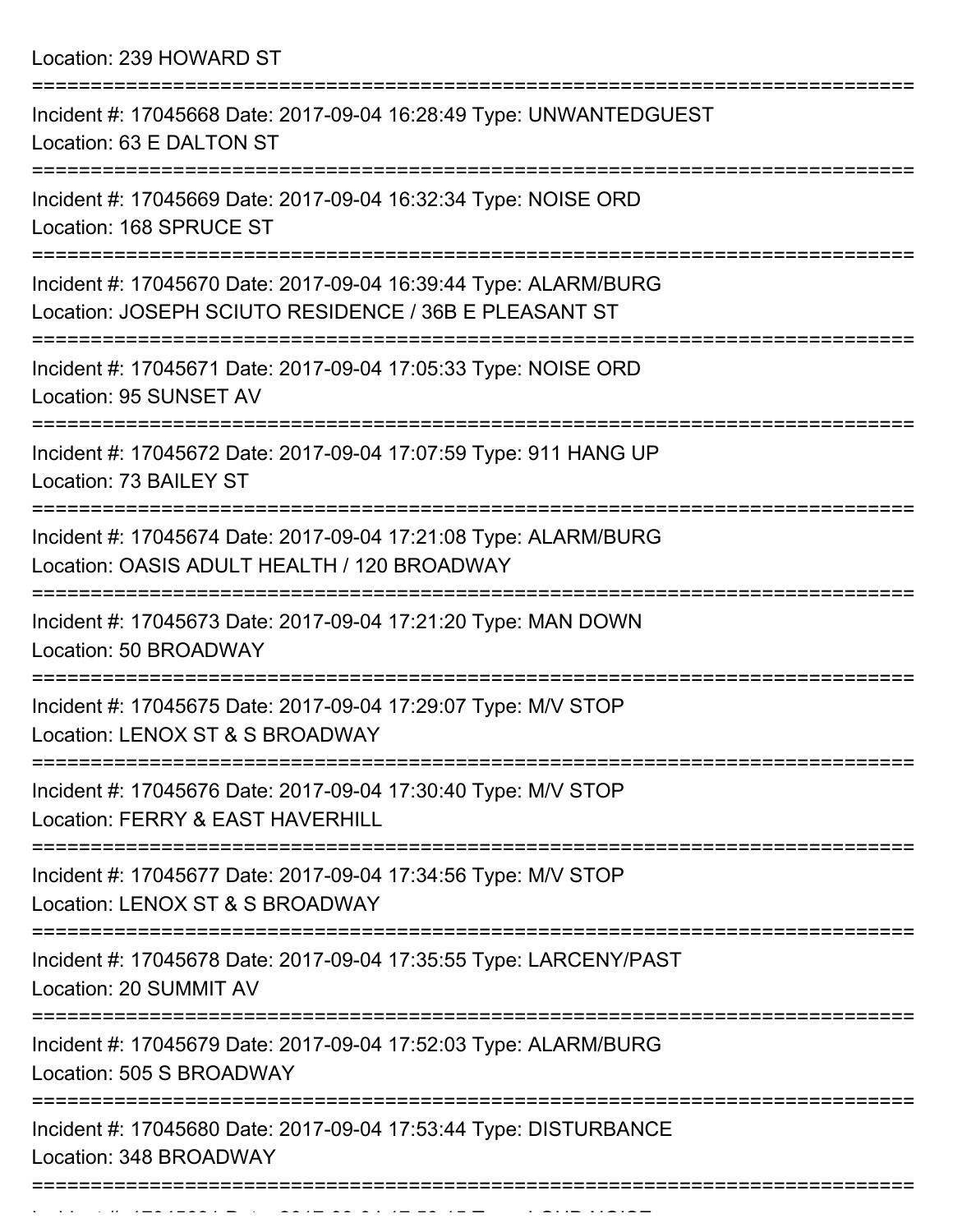Location: 239 HOWARD ST

===========================================================================

Incident #: 17045668 Date: 2017-09-04 16:28:49 Type: UNWANTEDGUEST
Location: 63 E DALTON ST

===========================================================================

Incident #: 17045669 Date: 2017-09-04 16:32:34 Type: NOISE ORD
Location: 168 SPRUCE ST

===========================================================================

Incident #: 17045670 Date: 2017-09-04 16:39:44 Type: ALARM/BURG
Location: JOSEPH SCIUTO RESIDENCE / 36B E PLEASANT ST

===========================================================================

Incident #: 17045671 Date: 2017-09-04 17:05:33 Type: NOISE ORD
Location: 95 SUNSET AV

===========================================================================

Incident #: 17045672 Date: 2017-09-04 17:07:59 Type: 911 HANG UP
Location: 73 BAILEY ST

===========================================================================

Incident #: 17045674 Date: 2017-09-04 17:21:08 Type: ALARM/BURG
Location: OASIS ADULT HEALTH / 120 BROADWAY

===========================================================================

Incident #: 17045673 Date: 2017-09-04 17:21:20 Type: MAN DOWN
Location: 50 BROADWAY

===========================================================================

Incident #: 17045675 Date: 2017-09-04 17:29:07 Type: M/V STOP
Location: LENOX ST & S BROADWAY

===========================================================================

Incident #: 17045676 Date: 2017-09-04 17:30:40 Type: M/V STOP
Location: FERRY & EAST HAVERHILL

===========================================================================

Incident #: 17045677 Date: 2017-09-04 17:34:56 Type: M/V STOP
Location: LENOX ST & S BROADWAY

===========================================================================

Incident #: 17045678 Date: 2017-09-04 17:35:55 Type: LARCENY/PAST
Location: 20 SUMMIT AV

===========================================================================

Incident #: 17045679 Date: 2017-09-04 17:52:03 Type: ALARM/BURG
Location: 505 S BROADWAY

===========================================================================

Incident #: 17045680 Date: 2017-09-04 17:53:44 Type: DISTURBANCE
Location: 348 BROADWAY

===========================================================================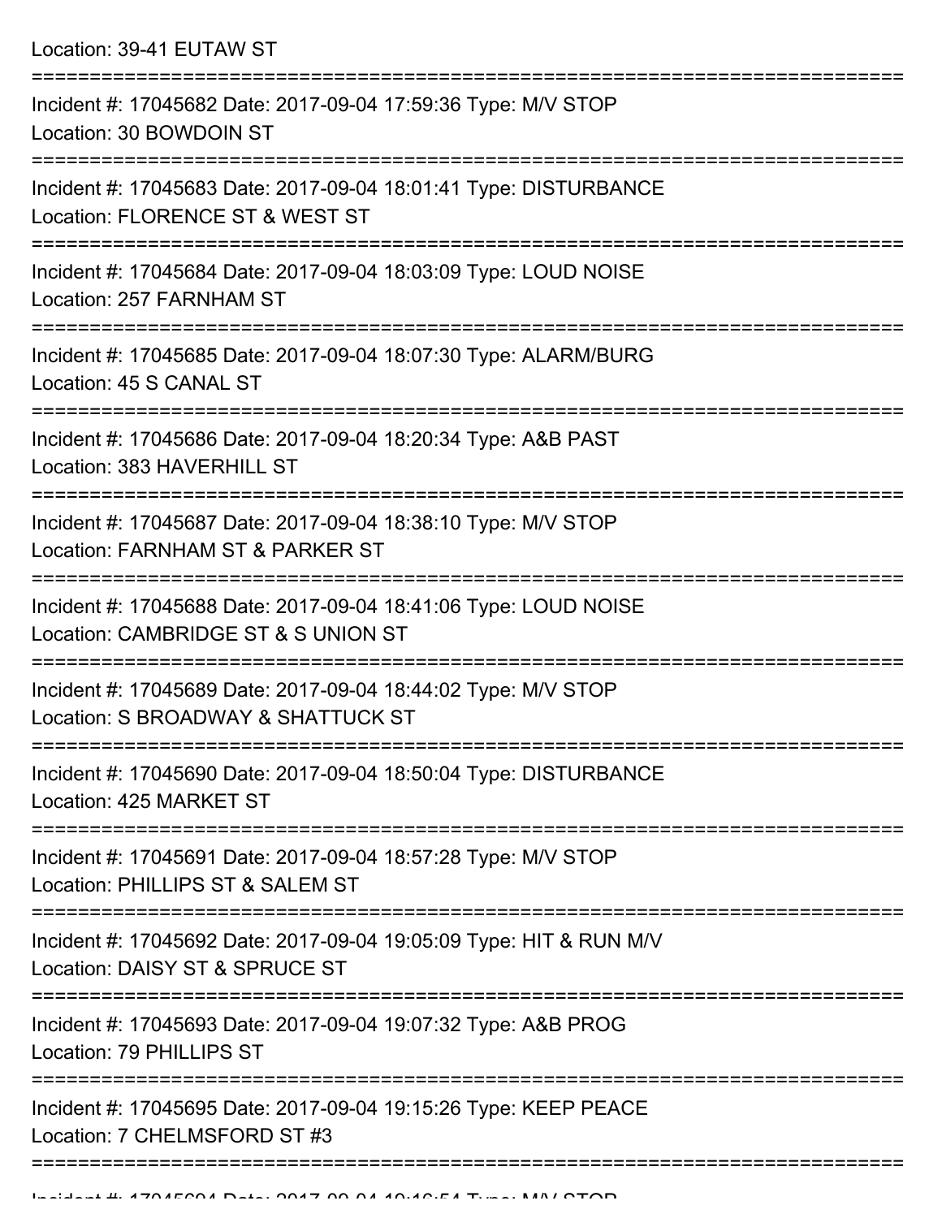Location: 39-41 EUTAW ST

===========================================================================

Incident #: 17045682 Date: 2017-09-04 17:59:36 Type: M/V STOP
Location: 30 BOWDOIN ST

===========================================================================

Incident #: 17045683 Date: 2017-09-04 18:01:41 Type: DISTURBANCE
Location: FLORENCE ST & WEST ST

===========================================================================

Incident #: 17045684 Date: 2017-09-04 18:03:09 Type: LOUD NOISE
Location: 257 FARNHAM ST

===========================================================================

Incident #: 17045685 Date: 2017-09-04 18:07:30 Type: ALARM/BURG
Location: 45 S CANAL ST

===========================================================================

Incident #: 17045686 Date: 2017-09-04 18:20:34 Type: A&B PAST
Location: 383 HAVERHILL ST

===========================================================================

Incident #: 17045687 Date: 2017-09-04 18:38:10 Type: M/V STOP
Location: FARNHAM ST & PARKER ST

===========================================================================

Incident #: 17045688 Date: 2017-09-04 18:41:06 Type: LOUD NOISE
Location: CAMBRIDGE ST & S UNION ST

===========================================================================

Incident #: 17045689 Date: 2017-09-04 18:44:02 Type: M/V STOP
Location: S BROADWAY & SHATTUCK ST

===========================================================================

Incident #: 17045690 Date: 2017-09-04 18:50:04 Type: DISTURBANCE
Location: 425 MARKET ST

===========================================================================

Incident #: 17045691 Date: 2017-09-04 18:57:28 Type: M/V STOP
Location: PHILLIPS ST & SALEM ST

===========================================================================

Incident #: 17045692 Date: 2017-09-04 19:05:09 Type: HIT & RUN M/V
Location: DAISY ST & SPRUCE ST

===========================================================================

Incident #: 17045693 Date: 2017-09-04 19:07:32 Type: A&B PROG
Location: 79 PHILLIPS ST

===========================================================================

Incident #: 17045695 Date: 2017-09-04 19:15:26 Type: KEEP PEACE
Location: 7 CHELMSFORD ST #3

===========================================================================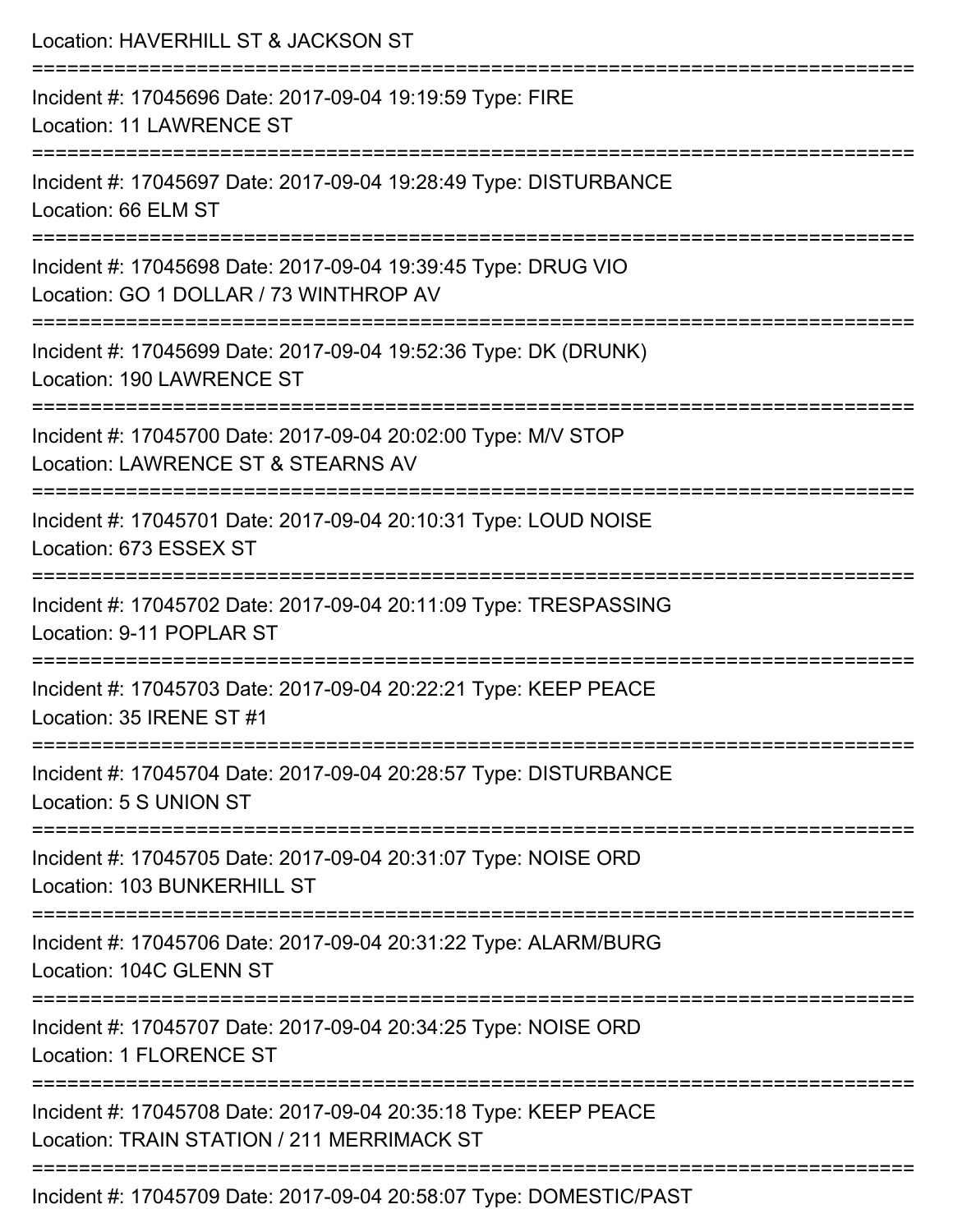Location: HAVERHILL ST & JACKSON ST

===========================================================================

Incident #: 17045696 Date: 2017-09-04 19:19:59 Type: FIRE
Location: 11 LAWRENCE ST

===========================================================================

Incident #: 17045697 Date: 2017-09-04 19:28:49 Type: DISTURBANCE
Location: 66 ELM ST

===========================================================================

Incident #: 17045698 Date: 2017-09-04 19:39:45 Type: DRUG VIO
Location: GO 1 DOLLAR / 73 WINTHROP AV

===========================================================================

Incident #: 17045699 Date: 2017-09-04 19:52:36 Type: DK (DRUNK)
Location: 190 LAWRENCE ST

===========================================================================

Incident #: 17045700 Date: 2017-09-04 20:02:00 Type: M/V STOP
Location: LAWRENCE ST & STEARNS AV

===========================================================================

Incident #: 17045701 Date: 2017-09-04 20:10:31 Type: LOUD NOISE
Location: 673 ESSEX ST

===========================================================================

Incident #: 17045702 Date: 2017-09-04 20:11:09 Type: TRESPASSING
Location: 9-11 POPLAR ST

===========================================================================

Incident #: 17045703 Date: 2017-09-04 20:22:21 Type: KEEP PEACE
Location: 35 IRENE ST #1

===========================================================================

Incident #: 17045704 Date: 2017-09-04 20:28:57 Type: DISTURBANCE
Location: 5 S UNION ST

===========================================================================

Incident #: 17045705 Date: 2017-09-04 20:31:07 Type: NOISE ORD
Location: 103 BUNKERHILL ST

===========================================================================

Incident #: 17045706 Date: 2017-09-04 20:31:22 Type: ALARM/BURG
Location: 104C GLENN ST

===========================================================================

Incident #: 17045707 Date: 2017-09-04 20:34:25 Type: NOISE ORD
Location: 1 FLORENCE ST

===========================================================================

Incident #: 17045708 Date: 2017-09-04 20:35:18 Type: KEEP PEACE
Location: TRAIN STATION / 211 MERRIMACK ST

===========================================================================

Incident #: 17045709 Date: 2017-09-04 20:58:07 Type: DOMESTIC/PAST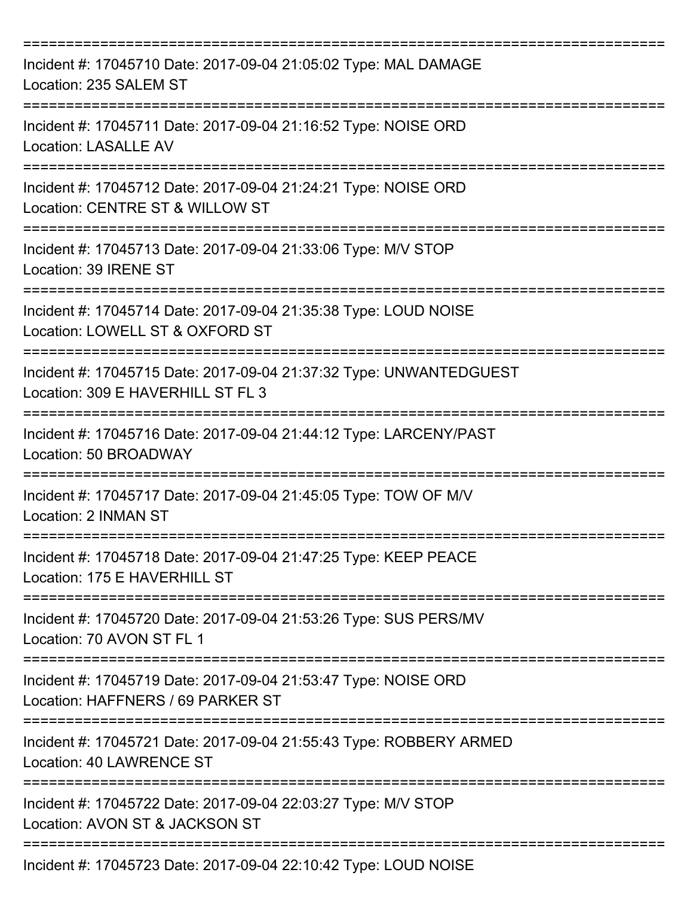===========================================================================

Incident #: 17045710 Date: 2017-09-04 21:05:02 Type: MAL DAMAGE
Location: 235 SALEM ST

===========================================================================

Incident #: 17045711 Date: 2017-09-04 21:16:52 Type: NOISE ORD
Location: LASALLE AV

===========================================================================

Incident #: 17045712 Date: 2017-09-04 21:24:21 Type: NOISE ORD
Location: CENTRE ST & WILLOW ST

===========================================================================

Incident #: 17045713 Date: 2017-09-04 21:33:06 Type: M/V STOP
Location: 39 IRENE ST

===========================================================================

Incident #: 17045714 Date: 2017-09-04 21:35:38 Type: LOUD NOISE
Location: LOWELL ST & OXFORD ST

===========================================================================

Incident #: 17045715 Date: 2017-09-04 21:37:32 Type: UNWANTEDGUEST
Location: 309 E HAVERHILL ST FL 3

===========================================================================

Incident #: 17045716 Date: 2017-09-04 21:44:12 Type: LARCENY/PAST
Location: 50 BROADWAY

===========================================================================

Incident #: 17045717 Date: 2017-09-04 21:45:05 Type: TOW OF M/V
Location: 2 INMAN ST

===========================================================================

Incident #: 17045718 Date: 2017-09-04 21:47:25 Type: KEEP PEACE
Location: 175 E HAVERHILL ST

===========================================================================

Incident #: 17045720 Date: 2017-09-04 21:53:26 Type: SUS PERS/MV
Location: 70 AVON ST FL 1

===========================================================================

Incident #: 17045719 Date: 2017-09-04 21:53:47 Type: NOISE ORD
Location: HAFFNERS / 69 PARKER ST

===========================================================================

Incident #: 17045721 Date: 2017-09-04 21:55:43 Type: ROBBERY ARMED
Location: 40 LAWRENCE ST

===========================================================================

Incident #: 17045722 Date: 2017-09-04 22:03:27 Type: M/V STOP
Location: AVON ST & JACKSON ST

===========================================================================

Incident #: 17045723 Date: 2017-09-04 22:10:42 Type: LOUD NOISE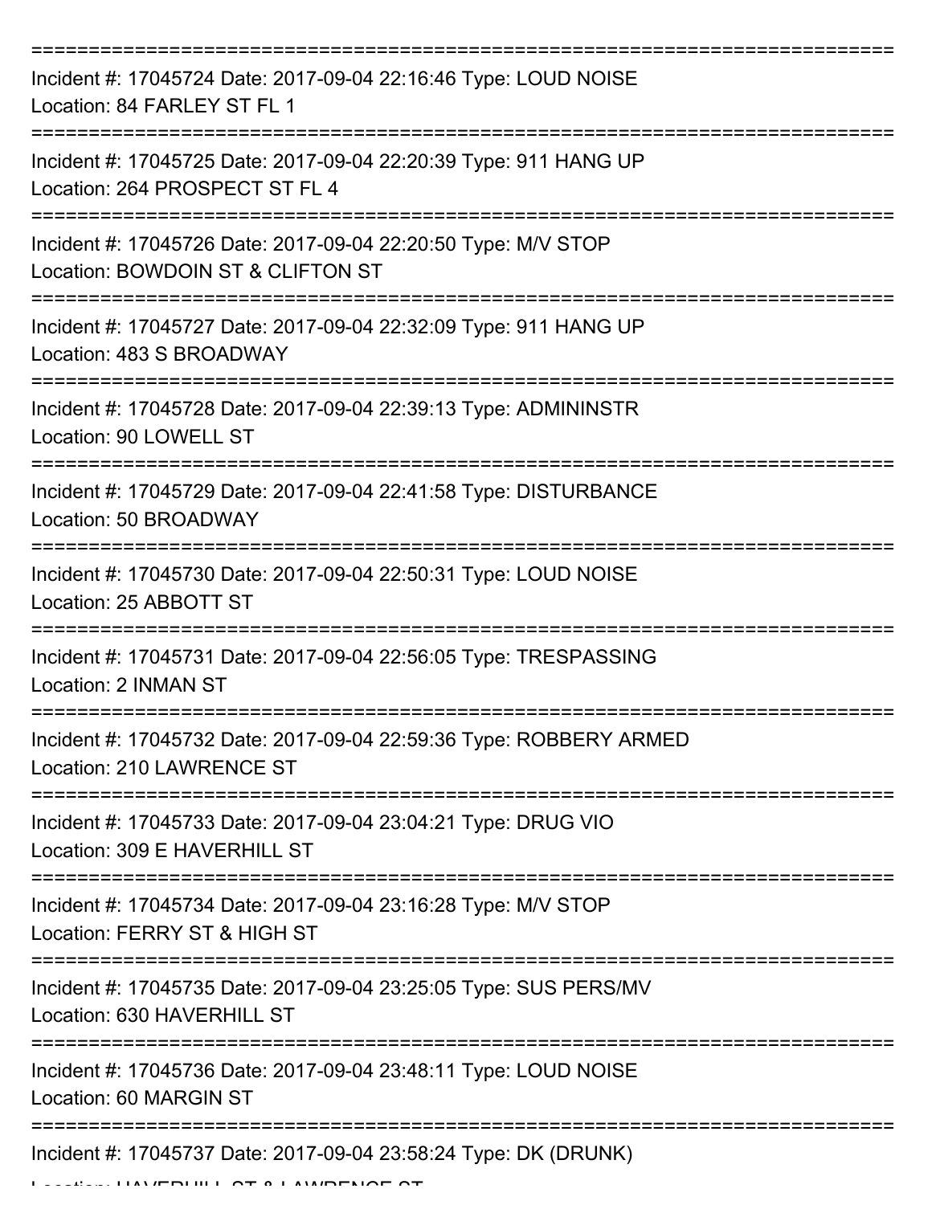===========================================================================

Incident #: 17045724 Date: 2017-09-04 22:16:46 Type: LOUD NOISE
Location: 84 FARLEY ST FL 1

===========================================================================

Incident #: 17045725 Date: 2017-09-04 22:20:39 Type: 911 HANG UP
Location: 264 PROSPECT ST FL 4

===========================================================================

Incident #: 17045726 Date: 2017-09-04 22:20:50 Type: M/V STOP
Location: BOWDOIN ST & CLIFTON ST

===========================================================================

Incident #: 17045727 Date: 2017-09-04 22:32:09 Type: 911 HANG UP
Location: 483 S BROADWAY

===========================================================================

Incident #: 17045728 Date: 2017-09-04 22:39:13 Type: ADMININSTR
Location: 90 LOWELL ST

===========================================================================

Incident #: 17045729 Date: 2017-09-04 22:41:58 Type: DISTURBANCE
Location: 50 BROADWAY

===========================================================================

Incident #: 17045730 Date: 2017-09-04 22:50:31 Type: LOUD NOISE
Location: 25 ABBOTT ST

===========================================================================

Incident #: 17045731 Date: 2017-09-04 22:56:05 Type: TRESPASSING
Location: 2 INMAN ST

===========================================================================

Incident #: 17045732 Date: 2017-09-04 22:59:36 Type: ROBBERY ARMED
Location: 210 LAWRENCE ST

===========================================================================

Incident #: 17045733 Date: 2017-09-04 23:04:21 Type: DRUG VIO
Location: 309 E HAVERHILL ST

===========================================================================

Incident #: 17045734 Date: 2017-09-04 23:16:28 Type: M/V STOP
Location: FERRY ST & HIGH ST

===========================================================================

Incident #: 17045735 Date: 2017-09-04 23:25:05 Type: SUS PERS/MV
Location: 630 HAVERHILL ST

===========================================================================

Incident #: 17045736 Date: 2017-09-04 23:48:11 Type: LOUD NOISE
Location: 60 MARGIN ST

===========================================================================

Incident #: 17045737 Date: 2017-09-04 23:58:24 Type: DK (DRUNK)
Location: HAVERHILL ST & LAWRENCE ST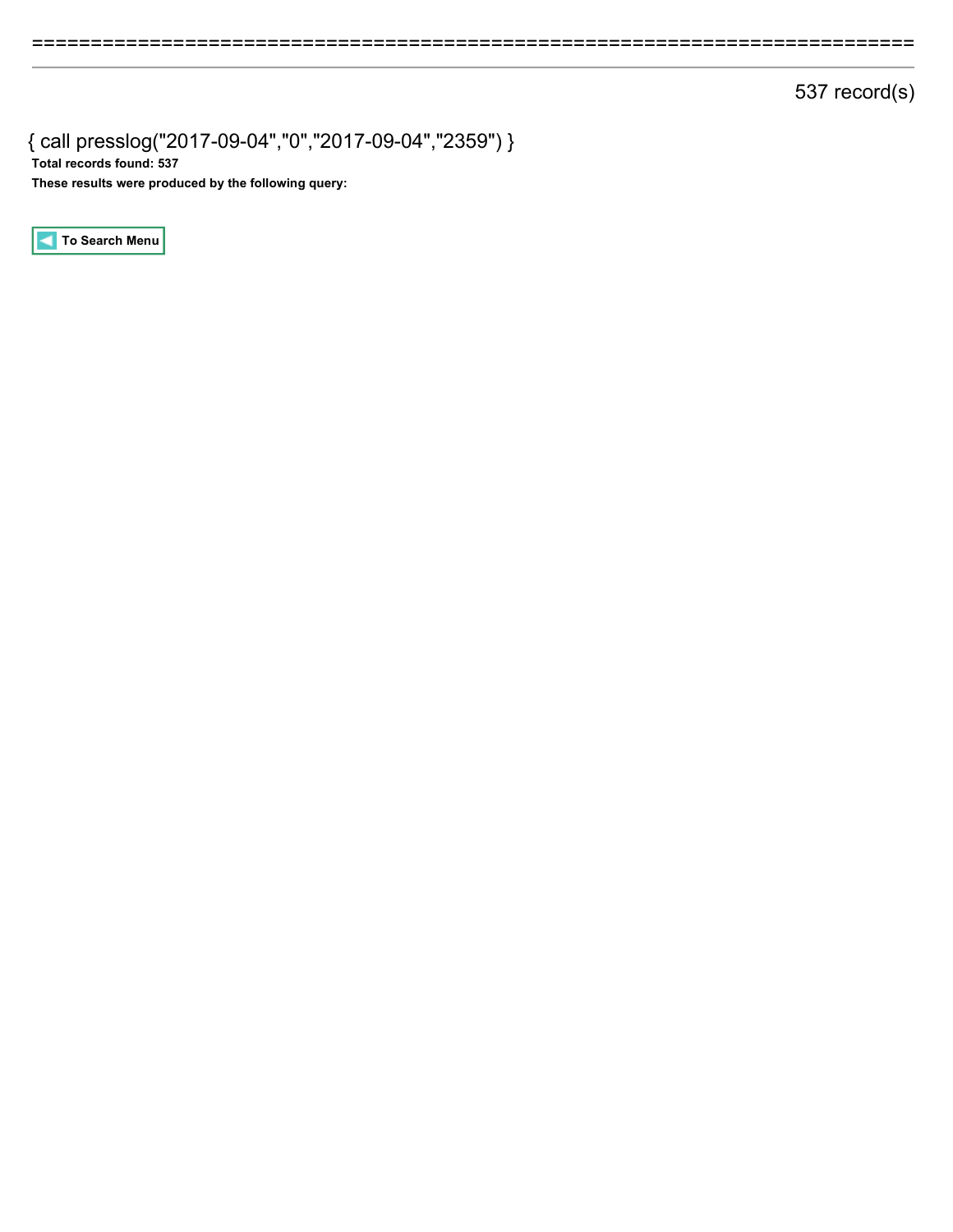==========================================================================

537 record(s)

{ call presslog("2017-09-04","0","2017-09-04","2359") }

**Total records found: 537**

**These results were produced by the following query:**

**To Search Menu**